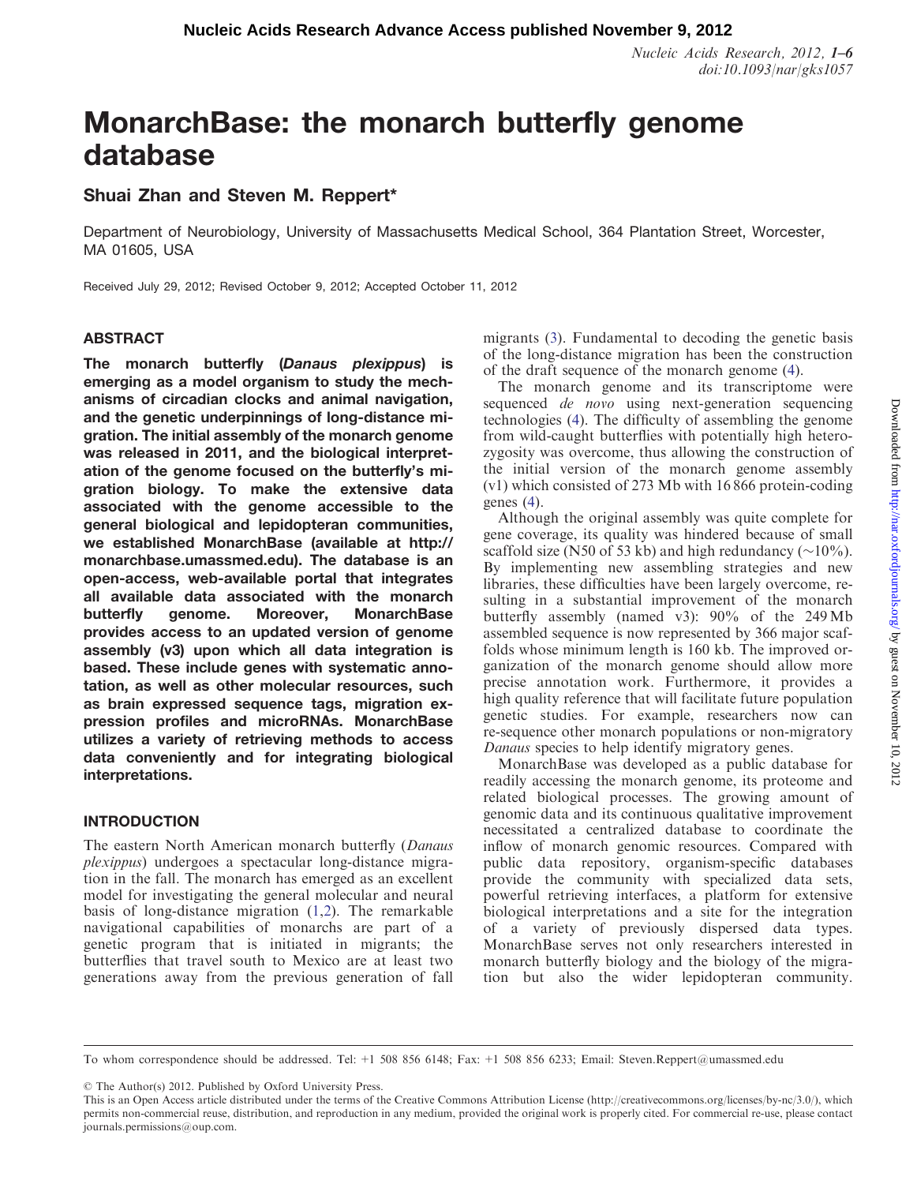# MonarchBase: the monarch butterfly genome database

**Shuai Zhan and Steven M. Reppert***

Department of Neurobiology, University of Massachusetts Medical School, 364 Plantation Street, Worcester, MA 01605, USA

Received July 29, 2012; Revised October 9, 2012; Accepted October 11, 2012

## ABSTRACT

**The monarch butterfly (*Danaus plexippus*) is emerging as a model organism to study the mechanisms of circadian clocks and animal navigation, and the genetic underpinnings of long-distance migration. The initial assembly of the monarch genome was released in 2011, and the biological interpretation of the genome focused on the butterfly's migration biology. To make the extensive data associated with the genome accessible to the general biological and lepidopteran communities, we established MonarchBase (available at http://monarchbase.umassmed.edu). The database is an open-access, web-available portal that integrates all available data associated with the monarch butterfly genome. Moreover, MonarchBase provides access to an updated version of genome assembly (v3) upon which all data integration is based. These include genes with systematic annotation, as well as other molecular resources, such as brain expressed sequence tags, migration expression profiles and microRNAs. MonarchBase utilizes a variety of retrieving methods to access data conveniently and for integrating biological interpretations.**

## INTRODUCTION

The eastern North American monarch butterfly (*Danaus plexippus*) undergoes a spectacular long-distance migration in the fall. The monarch has emerged as an excellent model for investigating the general molecular and neural basis of long-distance migration (1,2). The remarkable navigational capabilities of monarchs are part of a genetic program that is initiated in migrants; the butterflies that travel south to Mexico are at least two generations away from the previous generation of fall migrants (3). Fundamental to decoding the genetic basis of the long-distance migration has been the construction of the draft sequence of the monarch genome (4).

The monarch genome and its transcriptome were sequenced *de novo* using next-generation sequencing technologies (4). The difficulty of assembling the genome from wild-caught butterflies with potentially high heterozygosity was overcome, thus allowing the construction of the initial version of the monarch genome assembly (v1) which consisted of 273 Mb with 16 866 protein-coding genes (4).

Although the original assembly was quite complete for gene coverage, its quality was hindered because of small scaffold size (N50 of 53 kb) and high redundancy (~10%). By implementing new assembling strategies and new libraries, these difficulties have been largely overcome, resulting in a substantial improvement of the monarch butterfly assembly (named v3): 90% of the 249 Mb assembled sequence is now represented by 366 major scaffolds whose minimum length is 160 kb. The improved organization of the monarch genome should allow more precise annotation work. Furthermore, it provides a high quality reference that will facilitate future population genetic studies. For example, researchers now can re-sequence other monarch populations or non-migratory *Danaus* species to help identify migratory genes.

MonarchBase was developed as a public database for readily accessing the monarch genome, its proteome and related biological processes. The growing amount of genomic data and its continuous qualitative improvement necessitated a centralized database to coordinate the inflow of monarch genomic resources. Compared with public data repository, organism-specific databases provide the community with specialized data sets, powerful retrieving interfaces, a platform for extensive biological interpretations and a site for the integration of a variety of previously dispersed data types. MonarchBase serves not only researchers interested in monarch butterfly biology and the biology of the migration but also the wider lepidopteran community.

*To whom correspondence should be addressed. Tel: +1 508 856 6148; Fax: +1 508 856 6233; Email: Steven.Reppert@umassmed.edu

© The Author(s) 2012. Published by Oxford University Press.

This is an Open Access article distributed under the terms of the Creative Commons Attribution License (http://creativecommons.org/licenses/by-nc/3.0/), which permits non-commercial reuse, distribution, and reproduction in any medium, provided the original work is properly cited. For commercial re-use, please contact journals.permissions@oup.com.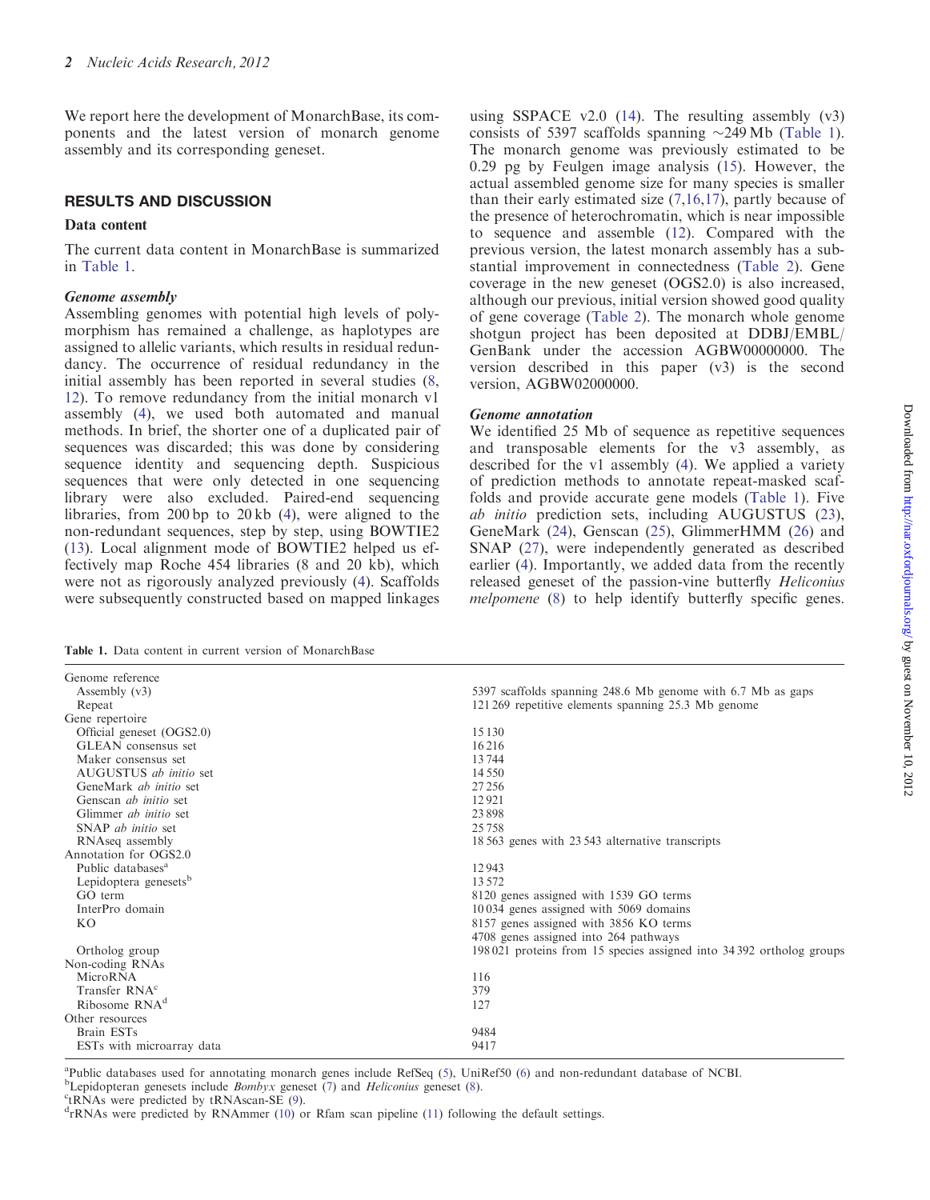We report here the development of MonarchBase, its components and the latest version of monarch genome assembly and its corresponding geneset.

## RESULTS AND DISCUSSION

### Data content

The current data content in MonarchBase is summarized in Table 1.

#### *Genome assembly*

Assembling genomes with potential high levels of polymorphism has remained a challenge, as haplotypes are assigned to allelic variants, which results in residual redundancy. The occurrence of residual redundancy in the initial assembly has been reported in several studies (8, 12). To remove redundancy from the initial monarch v1 assembly (4), we used both automated and manual methods. In brief, the shorter one of a duplicated pair of sequences was discarded; this was done by considering sequence identity and sequencing depth. Suspicious sequences that were only detected in one sequencing library were also excluded. Paired-end sequencing libraries, from 200 bp to 20 kb (4), were aligned to the non-redundant sequences, step by step, using BOWTIE2 (13). Local alignment mode of BOWTIE2 helped us effectively map Roche 454 libraries (8 and 20 kb), which were not as rigorously analyzed previously (4). Scaffolds were subsequently constructed based on mapped linkages using SSPACE v2.0 (14). The resulting assembly (v3) consists of 5397 scaffolds spanning ~249 Mb (Table 1). The monarch genome was previously estimated to be 0.29 pg by Feulgen image analysis (15). However, the actual assembled genome size for many species is smaller than their early estimated size (7,16,17), partly because of the presence of heterochromatin, which is near impossible to sequence and assemble (12). Compared with the previous version, the latest monarch assembly has a substantial improvement in connectedness (Table 2). Gene coverage in the new geneset (OGS2.0) is also increased, although our previous, initial version showed good quality of gene coverage (Table 2). The monarch whole genome shotgun project has been deposited at DDBJ/EMBL/GenBank under the accession AGBW00000000. The version described in this paper (v3) is the second version, AGBW02000000.

#### *Genome annotation*

We identified 25 Mb of sequence as repetitive sequences and transposable elements for the v3 assembly, as described for the v1 assembly (4). We applied a variety of prediction methods to annotate repeat-masked scaffolds and provide accurate gene models (Table 1). Five *ab initio* prediction sets, including AUGUSTUS (23), GeneMark (24), Genscan (25), GlimmerHMM (26) and SNAP (27), were independently generated as described earlier (4). Importantly, we added data from the recently released geneset of the passion-vine butterfly *Heliconius melpomene* (8) to help identify butterfly specific genes.

Table 1. Data content in current version of MonarchBase

| | |
|---|---|
| Genome reference | |
| Assembly (v3) | 5397 scaffolds spanning 248.6 Mb genome with 6.7 Mb as gaps |
| Repeat | 121 269 repetitive elements spanning 25.3 Mb genome |
| Gene repertoire | |
| Official geneset (OGS2.0) | 15 130 |
| GLEAN consensus set | 16 216 |
| Maker consensus set | 13 744 |
| AUGUSTUS *ab initio* set | 14 550 |
| GeneMark *ab initio* set | 27 256 |
| Genscan *ab initio* set | 12 921 |
| Glimmer *ab initio* set | 23 898 |
| SNAP *ab initio* set | 25 758 |
| RNAseq assembly | 18 563 genes with 23 543 alternative transcripts |
| Annotation for OGS2.0 | |
| Public databases[a] | 12 943 |
| Lepidoptera genesets[b] | 13 572 |
| GO term | 8120 genes assigned with 1539 GO terms |
| InterPro domain | 10 034 genes assigned with 5069 domains |
| KO | 8157 genes assigned with 3856 KO terms<br>4708 genes assigned into 264 pathways |
| Ortholog group | 198 021 proteins from 15 species assigned into 34 392 ortholog groups |
| Non-coding RNAs | |
| MicroRNA | 116 |
| Transfer RNA[c] | 379 |
| Ribosome RNA[d] | 127 |
| Other resources | |
| Brain ESTs | 9484 |
| ESTs with microarray data | 9417 |

[a]Public databases used for annotating monarch genes include RefSeq (5), UniRef50 (6) and non-redundant database of NCBI.
[b]Lepidopteran genesets include *Bombyx* geneset (7) and *Heliconius* geneset (8).
[c]tRNAs were predicted by tRNAscan-SE (9).
[d]rRNAs were predicted by RNAmmer (10) or Rfam scan pipeline (11) following the default settings.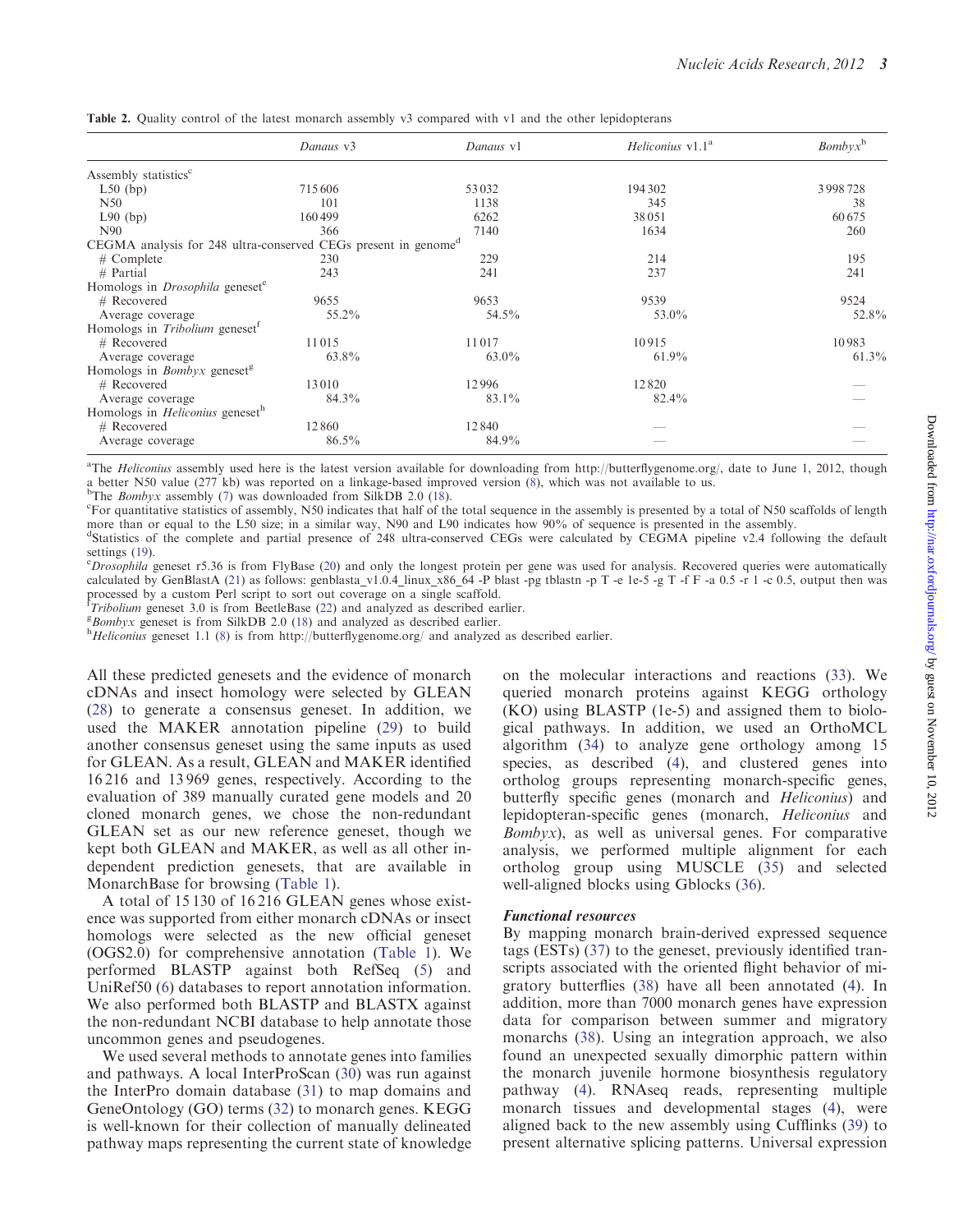**Table 2.** Quality control of the latest monarch assembly v3 compared with v1 and the other lepidopterans

| | *Danaus* v3 | *Danaus* v1 | *Heliconius* v1.1[a] | *Bombyx*[b] |
|---|---|---|---|---|
| Assembly statistics[c] | | | | |
| L50 (bp) | 715 606 | 53 032 | 194 302 | 3 998 728 |
| N50 | 101 | 1138 | 345 | 38 |
| L90 (bp) | 160 499 | 6262 | 38 051 | 60 675 |
| N90 | 366 | 7140 | 1634 | 260 |
| CEGMA analysis for 248 ultra-conserved CEGs present in genome[d] | | | | |
| # Complete | 230 | 229 | 214 | 195 |
| # Partial | 243 | 241 | 237 | 241 |
| Homologs in *Drosophila* geneset[e] | | | | |
| # Recovered | 9655 | 9653 | 9539 | 9524 |
| Average coverage | 55.2% | 54.5% | 53.0% | 52.8% |
| Homologs in *Tribolium* geneset[f] | | | | |
| # Recovered | 11 015 | 11 017 | 10 915 | 10 983 |
| Average coverage | 63.8% | 63.0% | 61.9% | 61.3% |
| Homologs in *Bombyx* geneset[g] | | | | |
| # Recovered | 13 010 | 12 996 | 12 820 | — |
| Average coverage | 84.3% | 83.1% | 82.4% | — |
| Homologs in *Heliconius* geneset[h] | | | | |
| # Recovered | 12 860 | 12 840 | — | — |
| Average coverage | 86.5% | 84.9% | — | — |

[a]The *Heliconius* assembly used here is the latest version available for downloading from http://butterflygenome.org/, date to June 1, 2012, though a better N50 value (277 kb) was reported on a linkage-based improved version (8), which was not available to us.
[b]The *Bombyx* assembly (7) was downloaded from SilkDB 2.0 (18).
[c]For quantitative statistics of assembly, N50 indicates that half of the total sequence in the assembly is presented by a total of N50 scaffolds of length more than or equal to the L50 size; in a similar way, N90 and L90 indicates how 90% of sequence is presented in the assembly.
[d]Statistics of the complete and partial presence of 248 ultra-conserved CEGs were calculated by CEGMA pipeline v2.4 following the default settings (19).
[e]*Drosophila* geneset r5.36 is from FlyBase (20) and only the longest protein per gene was used for analysis. Recovered queries were automatically calculated by GenBlastA (21) as follows: genblasta_v1.0.4_linux_x86_64 -P blast -pg tblastn -p T -e 1e-5 -g T -f F -a 0.5 -r 1 -c 0.5, output then was processed by a custom Perl script to sort out coverage on a single scaffold.
[f]*Tribolium* geneset 3.0 is from BeetleBase (22) and analyzed as described earlier.
[g]*Bombyx* geneset is from SilkDB 2.0 (18) and analyzed as described earlier.
[h]*Heliconius* geneset 1.1 (8) is from http://butterflygenome.org/ and analyzed as described earlier.

All these predicted genesets and the evidence of monarch cDNAs and insect homology were selected by GLEAN (28) to generate a consensus geneset. In addition, we used the MAKER annotation pipeline (29) to build another consensus geneset using the same inputs as used for GLEAN. As a result, GLEAN and MAKER identified 16 216 and 13 969 genes, respectively. According to the evaluation of 389 manually curated gene models and 20 cloned monarch genes, we chose the non-redundant GLEAN set as our new reference geneset, though we kept both GLEAN and MAKER, as well as all other independent prediction genesets, that are available in MonarchBase for browsing (Table 1).

A total of 15 130 of 16 216 GLEAN genes whose existence was supported from either monarch cDNAs or insect homologs were selected as the new official geneset (OGS2.0) for comprehensive annotation (Table 1). We performed BLASTP against both RefSeq (5) and UniRef50 (6) databases to report annotation information. We also performed both BLASTP and BLASTX against the non-redundant NCBI database to help annotate those uncommon genes and pseudogenes.

We used several methods to annotate genes into families and pathways. A local InterProScan (30) was run against the InterPro domain database (31) to map domains and GeneOntology (GO) terms (32) to monarch genes. KEGG is well-known for their collection of manually delineated pathway maps representing the current state of knowledge on the molecular interactions and reactions (33). We queried monarch proteins against KEGG orthology (KO) using BLASTP (1e-5) and assigned them to biological pathways. In addition, we used an OrthoMCL algorithm (34) to analyze gene orthology among 15 species, as described (4), and clustered genes into ortholog groups representing monarch-specific genes, butterfly specific genes (monarch and *Heliconius*) and lepidopteran-specific genes (monarch, *Heliconius* and *Bombyx*), as well as universal genes. For comparative analysis, we performed multiple alignment for each ortholog group using MUSCLE (35) and selected well-aligned blocks using Gblocks (36).

#### Functional resources

By mapping monarch brain-derived expressed sequence tags (ESTs) (37) to the geneset, previously identified transcripts associated with the oriented flight behavior of migratory butterflies (38) have all been annotated (4). In addition, more than 7000 monarch genes have expression data for comparison between summer and migratory monarchs (38). Using an integration approach, we also found an unexpected sexually dimorphic pattern within the monarch juvenile hormone biosynthesis regulatory pathway (4). RNAseq reads, representing multiple monarch tissues and developmental stages (4), were aligned back to the new assembly using Cufflinks (39) to present alternative splicing patterns. Universal expression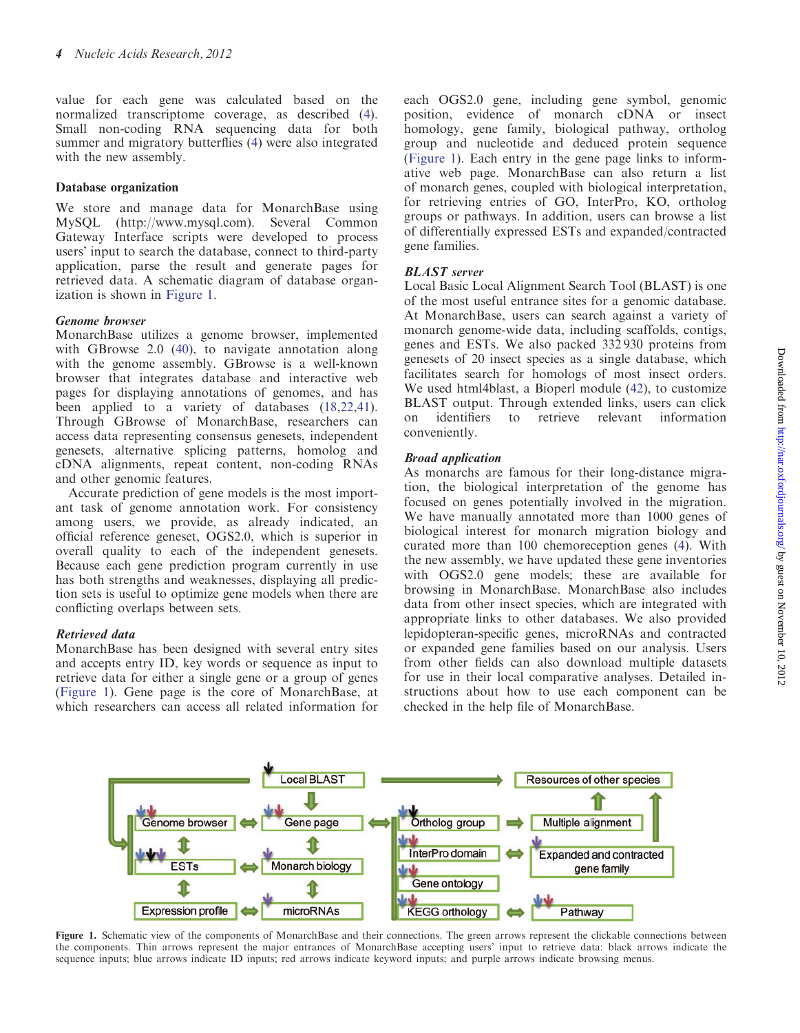value for each gene was calculated based on the normalized transcriptome coverage, as described (4). Small non-coding RNA sequencing data for both summer and migratory butterflies (4) were also integrated with the new assembly.

### Database organization

We store and manage data for MonarchBase using MySQL (http://www.mysql.com). Several Common Gateway Interface scripts were developed to process users' input to search the database, connect to third-party application, parse the result and generate pages for retrieved data. A schematic diagram of database organization is shown in Figure 1.

#### *Genome browser*

MonarchBase utilizes a genome browser, implemented with GBrowse 2.0 (40), to navigate annotation along with the genome assembly. GBrowse is a well-known browser that integrates database and interactive web pages for displaying annotations of genomes, and has been applied to a variety of databases (18,22,41). Through GBrowse of MonarchBase, researchers can access data representing consensus genesets, independent genesets, alternative splicing patterns, homolog and cDNA alignments, repeat content, non-coding RNAs and other genomic features.

Accurate prediction of gene models is the most important task of genome annotation work. For consistency among users, we provide, as already indicated, an official reference geneset, OGS2.0, which is superior in overall quality to each of the independent genesets. Because each gene prediction program currently in use has both strengths and weaknesses, displaying all prediction sets is useful to optimize gene models when there are conflicting overlaps between sets.

#### *Retrieved data*

MonarchBase has been designed with several entry sites and accepts entry ID, key words or sequence as input to retrieve data for either a single gene or a group of genes (Figure 1). Gene page is the core of MonarchBase, at which researchers can access all related information for each OGS2.0 gene, including gene symbol, genomic position, evidence of monarch cDNA or insect homology, gene family, biological pathway, ortholog group and nucleotide and deduced protein sequence (Figure 1). Each entry in the gene page links to informative web page. MonarchBase can also return a list of monarch genes, coupled with biological interpretation, for retrieving entries of GO, InterPro, KO, ortholog groups or pathways. In addition, users can browse a list of differentially expressed ESTs and expanded/contracted gene families.

#### *BLAST server*

Local Basic Local Alignment Search Tool (BLAST) is one of the most useful entrance sites for a genomic database. At MonarchBase, users can search against a variety of monarch genome-wide data, including scaffolds, contigs, genes and ESTs. We also packed 332 930 proteins from genesets of 20 insect species as a single database, which facilitates search for homologs of most insect orders. We used html4blast, a Bioperl module (42), to customize BLAST output. Through extended links, users can click on identifiers to retrieve relevant information conveniently.

#### *Broad application*

As monarchs are famous for their long-distance migration, the biological interpretation of the genome has focused on genes potentially involved in the migration. We have manually annotated more than 1000 genes of biological interest for monarch migration biology and curated more than 100 chemoreception genes (4). With the new assembly, we have updated these gene inventories with OGS2.0 gene models; these are available for browsing in MonarchBase. MonarchBase also includes data from other insect species, which are integrated with appropriate links to other databases. We also provided lepidopteran-specific genes, microRNAs and contracted or expanded gene families based on our analysis. Users from other fields can also download multiple datasets for use in their local comparative analyses. Detailed instructions about how to use each component can be checked in the help file of MonarchBase.

**Figure 1.** Schematic view of the components of MonarchBase and their connections. The green arrows represent the clickable connections between the components. Thin arrows represent the major entrances of MonarchBase accepting users' input to retrieve data: black arrows indicate the sequence inputs; blue arrows indicate ID inputs; red arrows indicate keyword inputs; and purple arrows indicate browsing menus.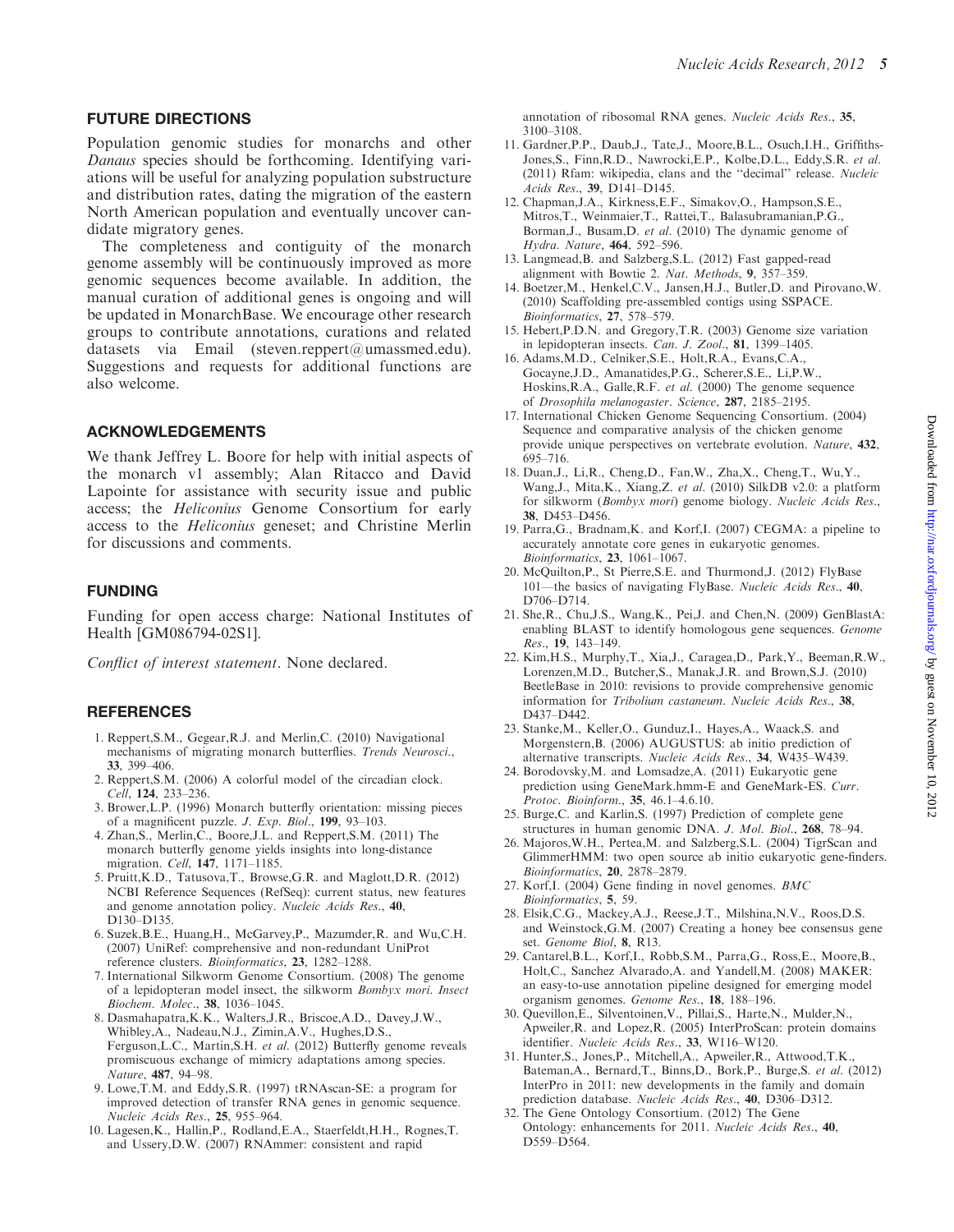## FUTURE DIRECTIONS

Population genomic studies for monarchs and other *Danaus* species should be forthcoming. Identifying variations will be useful for analyzing population substructure and distribution rates, dating the migration of the eastern North American population and eventually uncover candidate migratory genes.

The completeness and contiguity of the monarch genome assembly will be continuously improved as more genomic sequences become available. In addition, the manual curation of additional genes is ongoing and will be updated in MonarchBase. We encourage other research groups to contribute annotations, curations and related datasets via Email (steven.reppert@umassmed.edu). Suggestions and requests for additional functions are also welcome.

## ACKNOWLEDGEMENTS

We thank Jeffrey L. Boore for help with initial aspects of the monarch v1 assembly; Alan Ritacco and David Lapointe for assistance with security issue and public access; the *Heliconius* Genome Consortium for early access to the *Heliconius* geneset; and Christine Merlin for discussions and comments.

## FUNDING

Funding for open access charge: National Institutes of Health [GM086794-02S1].

*Conflict of interest statement*. None declared.

## REFERENCES

1. Reppert,S.M., Gegear,R.J. and Merlin,C. (2010) Navigational mechanisms of migrating monarch butterflies. *Trends Neurosci*., **33**, 399–406.
2. Reppert,S.M. (2006) A colorful model of the circadian clock. *Cell*, **124**, 233–236.
3. Brower,L.P. (1996) Monarch butterfly orientation: missing pieces of a magnificent puzzle. *J. Exp. Biol*., **199**, 93–103.
4. Zhan,S., Merlin,C., Boore,J.L. and Reppert,S.M. (2011) The monarch butterfly genome yields insights into long-distance migration. *Cell*, **147**, 1171–1185.
5. Pruitt,K.D., Tatusova,T., Browse,G.R. and Maglott,D.R. (2012) NCBI Reference Sequences (RefSeq): current status, new features and genome annotation policy. *Nucleic Acids Res*., **40**, D130–D135.
6. Suzek,B.E., Huang,H., McGarvey,P., Mazumder,R. and Wu,C.H. (2007) UniRef: comprehensive and non-redundant UniProt reference clusters. *Bioinformatics*, **23**, 1282–1288.
7. International Silkworm Genome Consortium. (2008) The genome of a lepidopteran model insect, the silkworm *Bombyx mori*. *Insect Biochem. Molec*., **38**, 1036–1045.
8. Dasmahapatra,K.K., Walters,J.R., Briscoe,A.D., Davey,J.W., Whibley,A., Nadeau,N.J., Zimin,A.V., Hughes,D.S., Ferguson,L.C., Martin,S.H. *et al*. (2012) Butterfly genome reveals promiscuous exchange of mimicry adaptations among species. *Nature*, **487**, 94–98.
9. Lowe,T.M. and Eddy,S.R. (1997) tRNAscan-SE: a program for improved detection of transfer RNA genes in genomic sequence. *Nucleic Acids Res*., **25**, 955–964.
10. Lagesen,K., Hallin,P., Rodland,E.A., Staerfeldt,H.H., Rognes,T. and Ussery,D.W. (2007) RNAmmer: consistent and rapid annotation of ribosomal RNA genes. *Nucleic Acids Res*., **35**, 3100–3108.
11. Gardner,P.P., Daub,J., Tate,J., Moore,B.L., Osuch,I.H., Griffiths-Jones,S., Finn,R.D., Nawrocki,E.P., Kolbe,D.L., Eddy,S.R. *et al*. (2011) Rfam: wikipedia, clans and the "decimal" release. *Nucleic Acids Res*., **39**, D141–D145.
12. Chapman,J.A., Kirkness,E.F., Simakov,O., Hampson,S.E., Mitros,T., Weinmaier,T., Rattei,T., Balasubramanian,P.G., Borman,J., Busam,D. *et al*. (2010) The dynamic genome of *Hydra*. *Nature*, **464**, 592–596.
13. Langmead,B. and Salzberg,S.L. (2012) Fast gapped-read alignment with Bowtie 2. *Nat. Methods*, **9**, 357–359.
14. Boetzer,M., Henkel,C.V., Jansen,H.J., Butler,D. and Pirovano,W. (2010) Scaffolding pre-assembled contigs using SSPACE. *Bioinformatics*, **27**, 578–579.
15. Hebert,P.D.N. and Gregory,T.R. (2003) Genome size variation in lepidopteran insects. *Can. J. Zool*., **81**, 1399–1405.
16. Adams,M.D., Celniker,S.E., Holt,R.A., Evans,C.A., Gocayne,J.D., Amanatides,P.G., Scherer,S.E., Li,P.W., Hoskins,R.A., Galle,R.F. *et al*. (2000) The genome sequence of *Drosophila melanogaster*. *Science*, **287**, 2185–2195.
17. International Chicken Genome Sequencing Consortium. (2004) Sequence and comparative analysis of the chicken genome provide unique perspectives on vertebrate evolution. *Nature*, **432**, 695–716.
18. Duan,J., Li,R., Cheng,D., Fan,W., Zha,X., Cheng,T., Wu,Y., Wang,J., Mita,K., Xiang,Z. *et al*. (2010) SilkDB v2.0: a platform for silkworm (*Bombyx mori*) genome biology. *Nucleic Acids Res*., **38**, D453–D456.
19. Parra,G., Bradnam,K. and Korf,I. (2007) CEGMA: a pipeline to accurately annotate core genes in eukaryotic genomes. *Bioinformatics*, **23**, 1061–1067.
20. McQuilton,P., St Pierre,S.E. and Thurmond,J. (2012) FlyBase 101—the basics of navigating FlyBase. *Nucleic Acids Res*., **40**, D706–D714.
21. She,R., Chu,J.S., Wang,K., Pei,J. and Chen,N. (2009) GenBlastA: enabling BLAST to identify homologous gene sequences. *Genome Res*., **19**, 143–149.
22. Kim,H.S., Murphy,T., Xia,J., Caragea,D., Park,Y., Beeman,R.W., Lorenzen,M.D., Butcher,S., Manak,J.R. and Brown,S.J. (2010) BeetleBase in 2010: revisions to provide comprehensive genomic information for *Tribolium castaneum*. *Nucleic Acids Res*., **38**, D437–D442.
23. Stanke,M., Keller,O., Gunduz,I., Hayes,A., Waack,S. and Morgenstern,B. (2006) AUGUSTUS: ab initio prediction of alternative transcripts. *Nucleic Acids Res*., **34**, W435–W439.
24. Borodovsky,M. and Lomsadze,A. (2011) Eukaryotic gene prediction using GeneMark.hmm-E and GeneMark-ES. *Curr. Protoc. Bioinform*., **35**, 46.1–4.6.10.
25. Burge,C. and Karlin,S. (1997) Prediction of complete gene structures in human genomic DNA. *J. Mol. Biol*., **268**, 78–94.
26. Majoros,W.H., Pertea,M. and Salzberg,S.L. (2004) TigrScan and GlimmerHMM: two open source ab initio eukaryotic gene-finders. *Bioinformatics*, **20**, 2878–2879.
27. Korf,I. (2004) Gene finding in novel genomes. *BMC Bioinformatics*, **5**, 59.
28. Elsik,C.G., Mackey,A.J., Reese,J.T., Milshina,N.V., Roos,D.S. and Weinstock,G.M. (2007) Creating a honey bee consensus gene set. *Genome Biol*, **8**, R13.
29. Cantarel,B.L., Korf,I., Robb,S.M., Parra,G., Ross,E., Moore,B., Holt,C., Sanchez Alvarado,A. and Yandell,M. (2008) MAKER: an easy-to-use annotation pipeline designed for emerging model organism genomes. *Genome Res*., **18**, 188–196.
30. Quevillon,E., Silventoinen,V., Pillai,S., Harte,N., Mulder,N., Apweiler,R. and Lopez,R. (2005) InterProScan: protein domains identifier. *Nucleic Acids Res*., **33**, W116–W120.
31. Hunter,S., Jones,P., Mitchell,A., Apweiler,R., Attwood,T.K., Bateman,A., Bernard,T., Binns,D., Bork,P., Burge,S. *et al*. (2012) InterPro in 2011: new developments in the family and domain prediction database. *Nucleic Acids Res*., **40**, D306–D312.
32. The Gene Ontology Consortium. (2012) The Gene Ontology: enhancements for 2011. *Nucleic Acids Res*., **40**, D559–D564.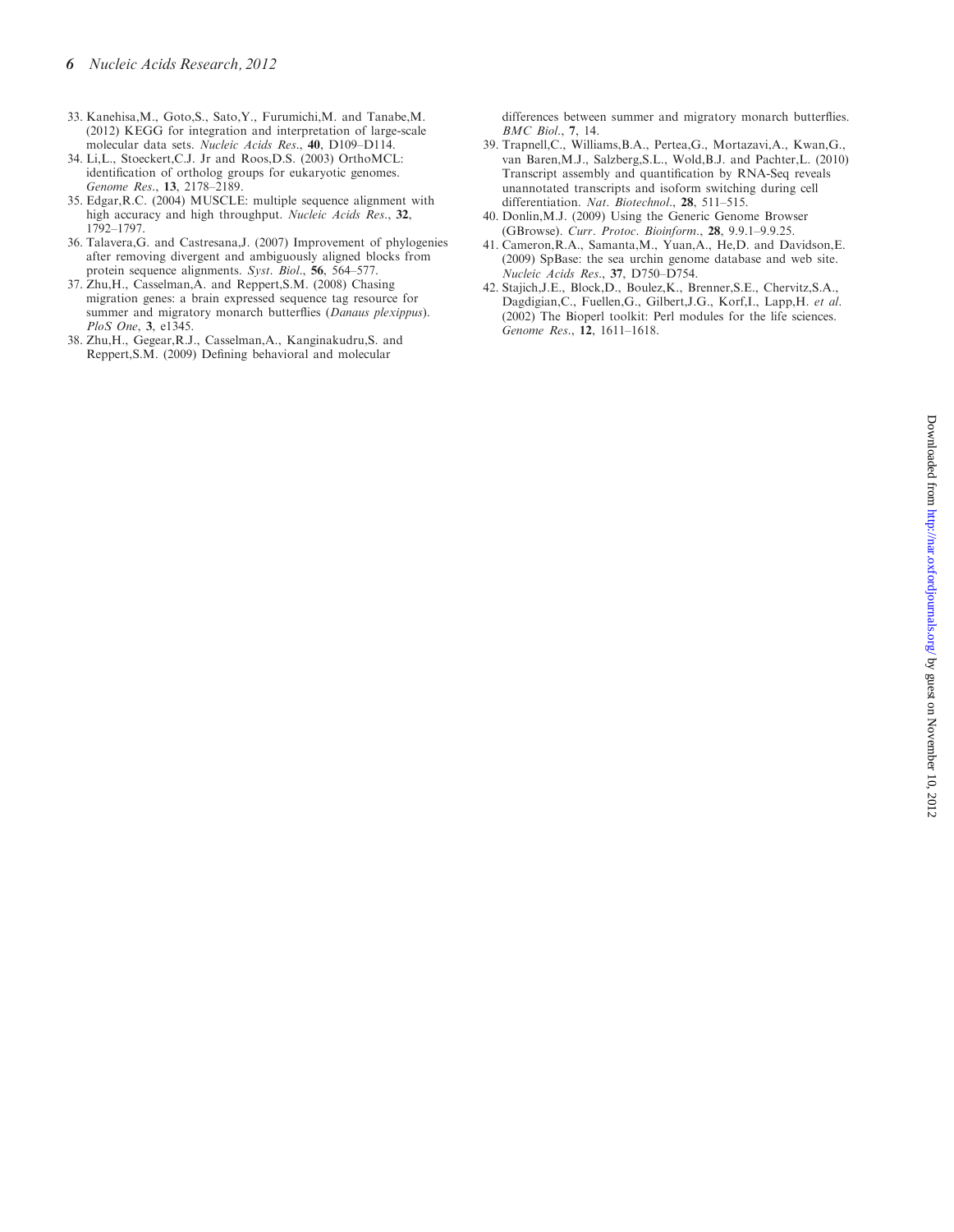33. Kanehisa,M., Goto,S., Sato,Y., Furumichi,M. and Tanabe,M. (2012) KEGG for integration and interpretation of large-scale molecular data sets. *Nucleic Acids Res.*, **40**, D109–D114.
34. Li,L., Stoeckert,C.J. Jr and Roos,D.S. (2003) OrthoMCL: identification of ortholog groups for eukaryotic genomes. *Genome Res.*, **13**, 2178–2189.
35. Edgar,R.C. (2004) MUSCLE: multiple sequence alignment with high accuracy and high throughput. *Nucleic Acids Res.*, **32**, 1792–1797.
36. Talavera,G. and Castresana,J. (2007) Improvement of phylogenies after removing divergent and ambiguously aligned blocks from protein sequence alignments. *Syst. Biol.*, **56**, 564–577.
37. Zhu,H., Casselman,A. and Reppert,S.M. (2008) Chasing migration genes: a brain expressed sequence tag resource for summer and migratory monarch butterflies (*Danaus plexippus*). *PloS One*, **3**, e1345.
38. Zhu,H., Gegear,R.J., Casselman,A., Kanginakudru,S. and Reppert,S.M. (2009) Defining behavioral and molecular differences between summer and migratory monarch butterflies. *BMC Biol.*, **7**, 14.
39. Trapnell,C., Williams,B.A., Pertea,G., Mortazavi,A., Kwan,G., van Baren,M.J., Salzberg,S.L., Wold,B.J. and Pachter,L. (2010) Transcript assembly and quantification by RNA-Seq reveals unannotated transcripts and isoform switching during cell differentiation. *Nat. Biotechnol.*, **28**, 511–515.
40. Donlin,M.J. (2009) Using the Generic Genome Browser (GBrowse). *Curr. Protoc. Bioinform.*, **28**, 9.9.1–9.9.25.
41. Cameron,R.A., Samanta,M., Yuan,A., He,D. and Davidson,E. (2009) SpBase: the sea urchin genome database and web site. *Nucleic Acids Res.*, **37**, D750–D754.
42. Stajich,J.E., Block,D., Boulez,K., Brenner,S.E., Chervitz,S.A., Dagdigian,C., Fuellen,G., Gilbert,J.G., Korf,I., Lapp,H. *et al.* (2002) The Bioperl toolkit: Perl modules for the life sciences. *Genome Res.*, **12**, 1611–1618.